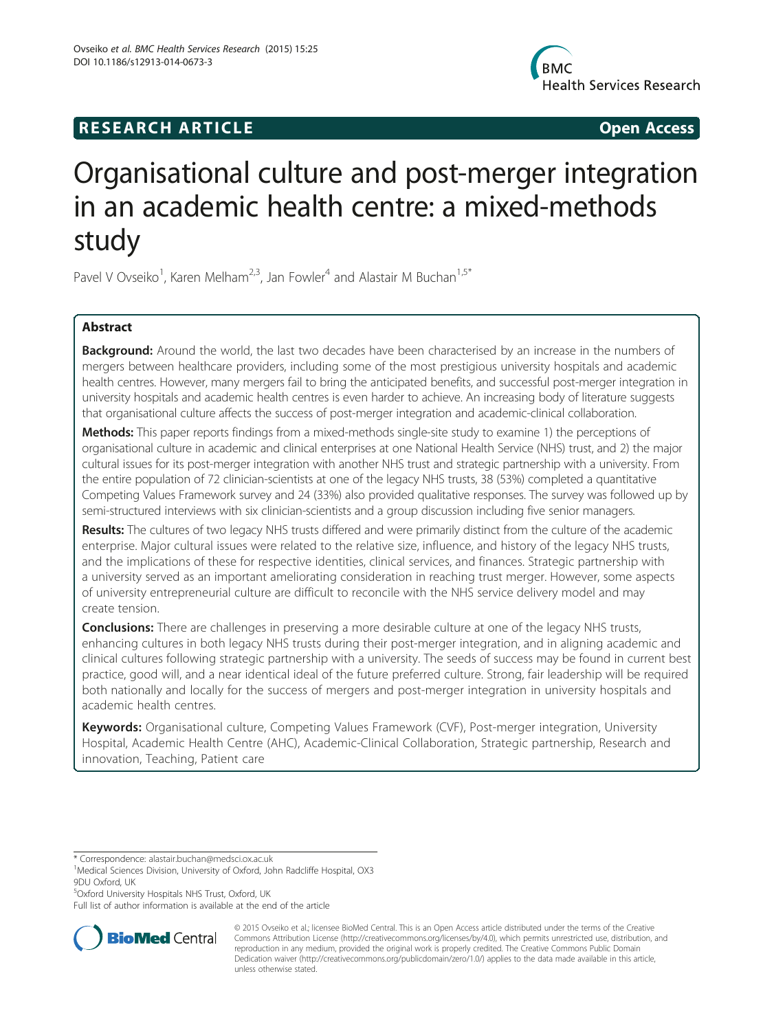**RESEARCH ARTICLE** **Open Access**

# Organisational culture and post-merger integration in an academic health centre: a mixed-methods study

Pavel V Ovseiko[1], Karen Melham[2,3], Jan Fowler[4] and Alastair M Buchan[1,5*]

## Abstract

**Background:** Around the world, the last two decades have been characterised by an increase in the numbers of mergers between healthcare providers, including some of the most prestigious university hospitals and academic health centres. However, many mergers fail to bring the anticipated benefits, and successful post-merger integration in university hospitals and academic health centres is even harder to achieve. An increasing body of literature suggests that organisational culture affects the success of post-merger integration and academic-clinical collaboration.

**Methods:** This paper reports findings from a mixed-methods single-site study to examine 1) the perceptions of organisational culture in academic and clinical enterprises at one National Health Service (NHS) trust, and 2) the major cultural issues for its post-merger integration with another NHS trust and strategic partnership with a university. From the entire population of 72 clinician-scientists at one of the legacy NHS trusts, 38 (53%) completed a quantitative Competing Values Framework survey and 24 (33%) also provided qualitative responses. The survey was followed up by semi-structured interviews with six clinician-scientists and a group discussion including five senior managers.

**Results:** The cultures of two legacy NHS trusts differed and were primarily distinct from the culture of the academic enterprise. Major cultural issues were related to the relative size, influence, and history of the legacy NHS trusts, and the implications of these for respective identities, clinical services, and finances. Strategic partnership with a university served as an important ameliorating consideration in reaching trust merger. However, some aspects of university entrepreneurial culture are difficult to reconcile with the NHS service delivery model and may create tension.

**Conclusions:** There are challenges in preserving a more desirable culture at one of the legacy NHS trusts, enhancing cultures in both legacy NHS trusts during their post-merger integration, and in aligning academic and clinical cultures following strategic partnership with a university. The seeds of success may be found in current best practice, good will, and a near identical ideal of the future preferred culture. Strong, fair leadership will be required both nationally and locally for the success of mergers and post-merger integration in university hospitals and academic health centres.

**Keywords:** Organisational culture, Competing Values Framework (CVF), Post-merger integration, University Hospital, Academic Health Centre (AHC), Academic-Clinical Collaboration, Strategic partnership, Research and innovation, Teaching, Patient care

---

\* Correspondence: alastair.buchan@medsci.ox.ac.uk
[1]Medical Sciences Division, University of Oxford, John Radcliffe Hospital, OX3 9DU Oxford, UK
[5]Oxford University Hospitals NHS Trust, Oxford, UK
Full list of author information is available at the end of the article

© 2015 Ovseiko et al.; licensee BioMed Central. This is an Open Access article distributed under the terms of the Creative Commons Attribution License (http://creativecommons.org/licenses/by/4.0), which permits unrestricted use, distribution, and reproduction in any medium, provided the original work is properly credited. The Creative Commons Public Domain Dedication waiver (http://creativecommons.org/publicdomain/zero/1.0/) applies to the data made available in this article, unless otherwise stated.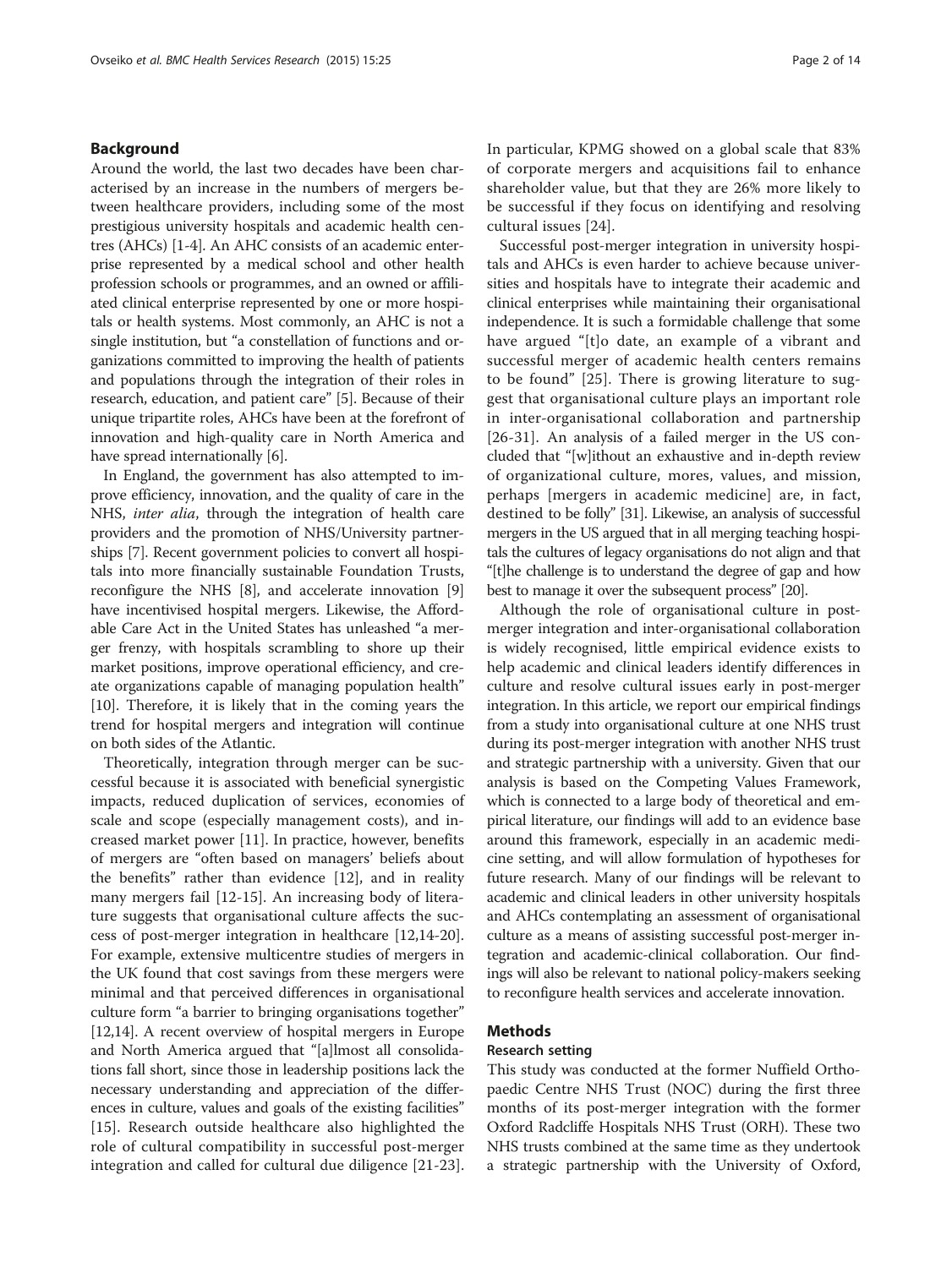## Background

Around the world, the last two decades have been characterised by an increase in the numbers of mergers between healthcare providers, including some of the most prestigious university hospitals and academic health centres (AHCs) [1-4]. An AHC consists of an academic enterprise represented by a medical school and other health profession schools or programmes, and an owned or affiliated clinical enterprise represented by one or more hospitals or health systems. Most commonly, an AHC is not a single institution, but "a constellation of functions and organizations committed to improving the health of patients and populations through the integration of their roles in research, education, and patient care" [5]. Because of their unique tripartite roles, AHCs have been at the forefront of innovation and high-quality care in North America and have spread internationally [6].

In England, the government has also attempted to improve efficiency, innovation, and the quality of care in the NHS, *inter alia*, through the integration of health care providers and the promotion of NHS/University partnerships [7]. Recent government policies to convert all hospitals into more financially sustainable Foundation Trusts, reconfigure the NHS [8], and accelerate innovation [9] have incentivised hospital mergers. Likewise, the Affordable Care Act in the United States has unleashed "a merger frenzy, with hospitals scrambling to shore up their market positions, improve operational efficiency, and create organizations capable of managing population health" [10]. Therefore, it is likely that in the coming years the trend for hospital mergers and integration will continue on both sides of the Atlantic.

Theoretically, integration through merger can be successful because it is associated with beneficial synergistic impacts, reduced duplication of services, economies of scale and scope (especially management costs), and increased market power [11]. In practice, however, benefits of mergers are "often based on managers' beliefs about the benefits" rather than evidence [12], and in reality many mergers fail [12-15]. An increasing body of literature suggests that organisational culture affects the success of post-merger integration in healthcare [12,14-20]. For example, extensive multicentre studies of mergers in the UK found that cost savings from these mergers were minimal and that perceived differences in organisational culture form "a barrier to bringing organisations together" [12,14]. A recent overview of hospital mergers in Europe and North America argued that "[a]lmost all consolidations fall short, since those in leadership positions lack the necessary understanding and appreciation of the differences in culture, values and goals of the existing facilities" [15]. Research outside healthcare also highlighted the role of cultural compatibility in successful post-merger integration and called for cultural due diligence [21-23]. In particular, KPMG showed on a global scale that 83% of corporate mergers and acquisitions fail to enhance shareholder value, but that they are 26% more likely to be successful if they focus on identifying and resolving cultural issues [24].

Successful post-merger integration in university hospitals and AHCs is even harder to achieve because universities and hospitals have to integrate their academic and clinical enterprises while maintaining their organisational independence. It is such a formidable challenge that some have argued "[t]o date, an example of a vibrant and successful merger of academic health centers remains to be found" [25]. There is growing literature to suggest that organisational culture plays an important role in inter-organisational collaboration and partnership [26-31]. An analysis of a failed merger in the US concluded that "[w]ithout an exhaustive and in-depth review of organizational culture, mores, values, and mission, perhaps [mergers in academic medicine] are, in fact, destined to be folly" [31]. Likewise, an analysis of successful mergers in the US argued that in all merging teaching hospitals the cultures of legacy organisations do not align and that "[t]he challenge is to understand the degree of gap and how best to manage it over the subsequent process" [20].

Although the role of organisational culture in post-merger integration and inter-organisational collaboration is widely recognised, little empirical evidence exists to help academic and clinical leaders identify differences in culture and resolve cultural issues early in post-merger integration. In this article, we report our empirical findings from a study into organisational culture at one NHS trust during its post-merger integration with another NHS trust and strategic partnership with a university. Given that our analysis is based on the Competing Values Framework, which is connected to a large body of theoretical and empirical literature, our findings will add to an evidence base around this framework, especially in an academic medicine setting, and will allow formulation of hypotheses for future research. Many of our findings will be relevant to academic and clinical leaders in other university hospitals and AHCs contemplating an assessment of organisational culture as a means of assisting successful post-merger integration and academic-clinical collaboration. Our findings will also be relevant to national policy-makers seeking to reconfigure health services and accelerate innovation.

## Methods

### Research setting

This study was conducted at the former Nuffield Orthopaedic Centre NHS Trust (NOC) during the first three months of its post-merger integration with the former Oxford Radcliffe Hospitals NHS Trust (ORH). These two NHS trusts combined at the same time as they undertook a strategic partnership with the University of Oxford,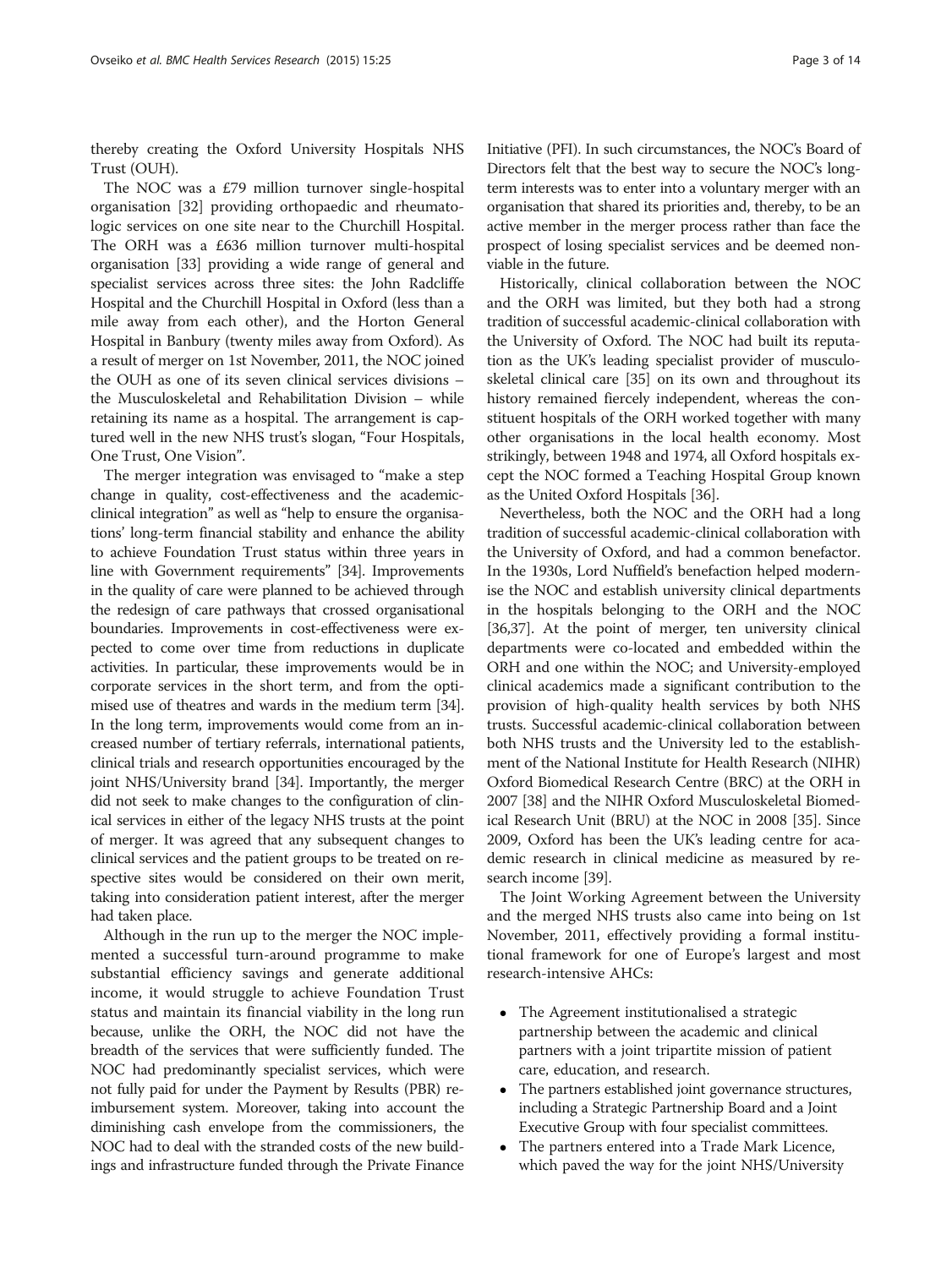thereby creating the Oxford University Hospitals NHS Trust (OUH).

The NOC was a £79 million turnover single-hospital organisation [32] providing orthopaedic and rheumatologic services on one site near to the Churchill Hospital. The ORH was a £636 million turnover multi-hospital organisation [33] providing a wide range of general and specialist services across three sites: the John Radcliffe Hospital and the Churchill Hospital in Oxford (less than a mile away from each other), and the Horton General Hospital in Banbury (twenty miles away from Oxford). As a result of merger on 1st November, 2011, the NOC joined the OUH as one of its seven clinical services divisions – the Musculoskeletal and Rehabilitation Division – while retaining its name as a hospital. The arrangement is captured well in the new NHS trust's slogan, "Four Hospitals, One Trust, One Vision".

The merger integration was envisaged to "make a step change in quality, cost-effectiveness and the academic-clinical integration" as well as "help to ensure the organisations' long-term financial stability and enhance the ability to achieve Foundation Trust status within three years in line with Government requirements" [34]. Improvements in the quality of care were planned to be achieved through the redesign of care pathways that crossed organisational boundaries. Improvements in cost-effectiveness were expected to come over time from reductions in duplicate activities. In particular, these improvements would be in corporate services in the short term, and from the optimised use of theatres and wards in the medium term [34]. In the long term, improvements would come from an increased number of tertiary referrals, international patients, clinical trials and research opportunities encouraged by the joint NHS/University brand [34]. Importantly, the merger did not seek to make changes to the configuration of clinical services in either of the legacy NHS trusts at the point of merger. It was agreed that any subsequent changes to clinical services and the patient groups to be treated on respective sites would be considered on their own merit, taking into consideration patient interest, after the merger had taken place.

Although in the run up to the merger the NOC implemented a successful turn-around programme to make substantial efficiency savings and generate additional income, it would struggle to achieve Foundation Trust status and maintain its financial viability in the long run because, unlike the ORH, the NOC did not have the breadth of the services that were sufficiently funded. The NOC had predominantly specialist services, which were not fully paid for under the Payment by Results (PBR) reimbursement system. Moreover, taking into account the diminishing cash envelope from the commissioners, the NOC had to deal with the stranded costs of the new buildings and infrastructure funded through the Private Finance Initiative (PFI). In such circumstances, the NOC's Board of Directors felt that the best way to secure the NOC's long-term interests was to enter into a voluntary merger with an organisation that shared its priorities and, thereby, to be an active member in the merger process rather than face the prospect of losing specialist services and be deemed non-viable in the future.

Historically, clinical collaboration between the NOC and the ORH was limited, but they both had a strong tradition of successful academic-clinical collaboration with the University of Oxford. The NOC had built its reputation as the UK's leading specialist provider of musculoskeletal clinical care [35] on its own and throughout its history remained fiercely independent, whereas the constituent hospitals of the ORH worked together with many other organisations in the local health economy. Most strikingly, between 1948 and 1974, all Oxford hospitals except the NOC formed a Teaching Hospital Group known as the United Oxford Hospitals [36].

Nevertheless, both the NOC and the ORH had a long tradition of successful academic-clinical collaboration with the University of Oxford, and had a common benefactor. In the 1930s, Lord Nuffield's benefaction helped modernise the NOC and establish university clinical departments in the hospitals belonging to the ORH and the NOC [36,37]. At the point of merger, ten university clinical departments were co-located and embedded within the ORH and one within the NOC; and University-employed clinical academics made a significant contribution to the provision of high-quality health services by both NHS trusts. Successful academic-clinical collaboration between both NHS trusts and the University led to the establishment of the National Institute for Health Research (NIHR) Oxford Biomedical Research Centre (BRC) at the ORH in 2007 [38] and the NIHR Oxford Musculoskeletal Biomedical Research Unit (BRU) at the NOC in 2008 [35]. Since 2009, Oxford has been the UK's leading centre for academic research in clinical medicine as measured by research income [39].

The Joint Working Agreement between the University and the merged NHS trusts also came into being on 1st November, 2011, effectively providing a formal institutional framework for one of Europe's largest and most research-intensive AHCs:

- The Agreement institutionalised a strategic partnership between the academic and clinical partners with a joint tripartite mission of patient care, education, and research.
- The partners established joint governance structures, including a Strategic Partnership Board and a Joint Executive Group with four specialist committees.
- The partners entered into a Trade Mark Licence, which paved the way for the joint NHS/University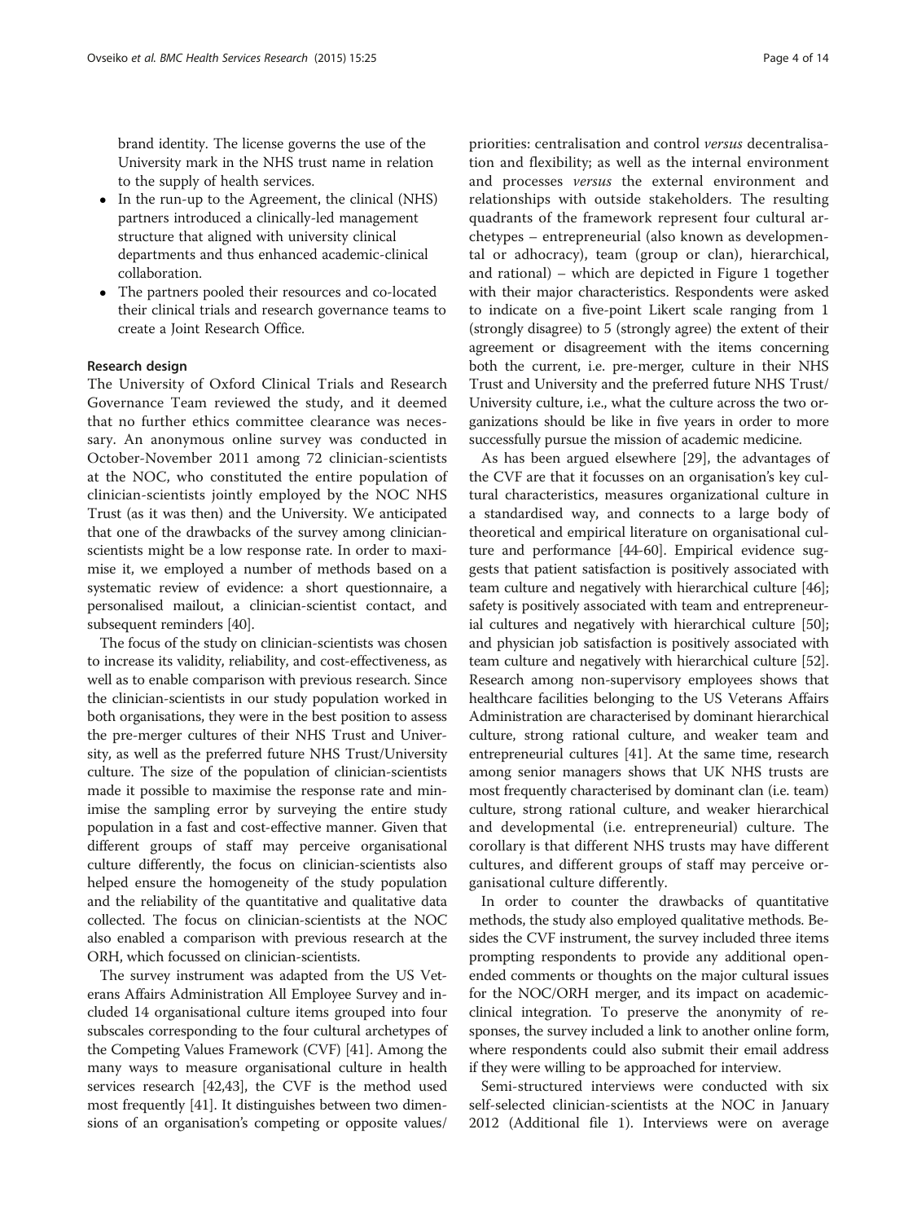brand identity. The license governs the use of the University mark in the NHS trust name in relation to the supply of health services.

- In the run-up to the Agreement, the clinical (NHS) partners introduced a clinically-led management structure that aligned with university clinical departments and thus enhanced academic-clinical collaboration.
- The partners pooled their resources and co-located their clinical trials and research governance teams to create a Joint Research Office.

### Research design

The University of Oxford Clinical Trials and Research Governance Team reviewed the study, and it deemed that no further ethics committee clearance was necessary. An anonymous online survey was conducted in October-November 2011 among 72 clinician-scientists at the NOC, who constituted the entire population of clinician-scientists jointly employed by the NOC NHS Trust (as it was then) and the University. We anticipated that one of the drawbacks of the survey among clinician-scientists might be a low response rate. In order to maximise it, we employed a number of methods based on a systematic review of evidence: a short questionnaire, a personalised mailout, a clinician-scientist contact, and subsequent reminders [40].

The focus of the study on clinician-scientists was chosen to increase its validity, reliability, and cost-effectiveness, as well as to enable comparison with previous research. Since the clinician-scientists in our study population worked in both organisations, they were in the best position to assess the pre-merger cultures of their NHS Trust and University, as well as the preferred future NHS Trust/University culture. The size of the population of clinician-scientists made it possible to maximise the response rate and minimise the sampling error by surveying the entire study population in a fast and cost-effective manner. Given that different groups of staff may perceive organisational culture differently, the focus on clinician-scientists also helped ensure the homogeneity of the study population and the reliability of the quantitative and qualitative data collected. The focus on clinician-scientists at the NOC also enabled a comparison with previous research at the ORH, which focussed on clinician-scientists.

The survey instrument was adapted from the US Veterans Affairs Administration All Employee Survey and included 14 organisational culture items grouped into four subscales corresponding to the four cultural archetypes of the Competing Values Framework (CVF) [41]. Among the many ways to measure organisational culture in health services research [42,43], the CVF is the method used most frequently [41]. It distinguishes between two dimensions of an organisation's competing or opposite values/priorities: centralisation and control *versus* decentralisation and flexibility; as well as the internal environment and processes *versus* the external environment and relationships with outside stakeholders. The resulting quadrants of the framework represent four cultural archetypes – entrepreneurial (also known as developmental or adhocracy), team (group or clan), hierarchical, and rational) – which are depicted in Figure 1 together with their major characteristics. Respondents were asked to indicate on a five-point Likert scale ranging from 1 (strongly disagree) to 5 (strongly agree) the extent of their agreement or disagreement with the items concerning both the current, i.e. pre-merger, culture in their NHS Trust and University and the preferred future NHS Trust/University culture, i.e., what the culture across the two organizations should be like in five years in order to more successfully pursue the mission of academic medicine.

As has been argued elsewhere [29], the advantages of the CVF are that it focusses on an organisation's key cultural characteristics, measures organizational culture in a standardised way, and connects to a large body of theoretical and empirical literature on organisational culture and performance [44-60]. Empirical evidence suggests that patient satisfaction is positively associated with team culture and negatively with hierarchical culture [46]; safety is positively associated with team and entrepreneurial cultures and negatively with hierarchical culture [50]; and physician job satisfaction is positively associated with team culture and negatively with hierarchical culture [52]. Research among non-supervisory employees shows that healthcare facilities belonging to the US Veterans Affairs Administration are characterised by dominant hierarchical culture, strong rational culture, and weaker team and entrepreneurial cultures [41]. At the same time, research among senior managers shows that UK NHS trusts are most frequently characterised by dominant clan (i.e. team) culture, strong rational culture, and weaker hierarchical and developmental (i.e. entrepreneurial) culture. The corollary is that different NHS trusts may have different cultures, and different groups of staff may perceive organisational culture differently.

In order to counter the drawbacks of quantitative methods, the study also employed qualitative methods. Besides the CVF instrument, the survey included three items prompting respondents to provide any additional open-ended comments or thoughts on the major cultural issues for the NOC/ORH merger, and its impact on academic-clinical integration. To preserve the anonymity of responses, the survey included a link to another online form, where respondents could also submit their email address if they were willing to be approached for interview.

Semi-structured interviews were conducted with six self-selected clinician-scientists at the NOC in January 2012 (Additional file 1). Interviews were on average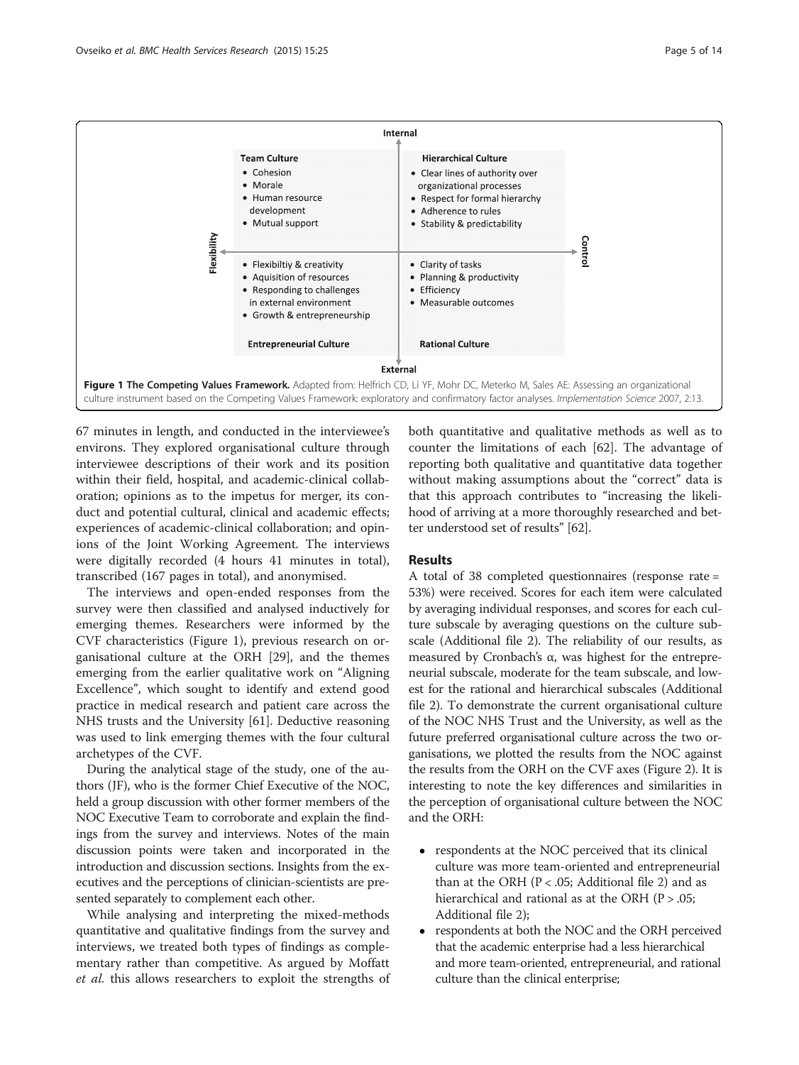Internal

Team Culture
- Cohesion
- Morale
- Human resource development
- Mutual support

Hierarchical Culture
- Clear lines of authority over organizational processes
- Respect for formal hierarchy
- Adherence to rules
- Stability & predictability

Flexibility

Control

- Flexibiltiy & creativity
- Aquisition of resources
- Responding to challenges in external environment
- Growth & entrepreneurship

Entrepreneurial Culture

- Clarity of tasks
- Planning & productivity
- Efficiency
- Measurable outcomes

Rational Culture

External

**Figure 1 The Competing Values Framework.** Adapted from: Helfrich CD, Li YF, Mohr DC, Meterko M, Sales AE: Assessing an organizational culture instrument based on the Competing Values Framework: exploratory and confirmatory factor analyses. *Implementation Science* 2007, 2:13.

67 minutes in length, and conducted in the interviewee's environs. They explored organisational culture through interviewee descriptions of their work and its position within their field, hospital, and academic-clinical collaboration; opinions as to the impetus for merger, its conduct and potential cultural, clinical and academic effects; experiences of academic-clinical collaboration; and opinions of the Joint Working Agreement. The interviews were digitally recorded (4 hours 41 minutes in total), transcribed (167 pages in total), and anonymised.

The interviews and open-ended responses from the survey were then classified and analysed inductively for emerging themes. Researchers were informed by the CVF characteristics (Figure 1), previous research on organisational culture at the ORH [29], and the themes emerging from the earlier qualitative work on "Aligning Excellence", which sought to identify and extend good practice in medical research and patient care across the NHS trusts and the University [61]. Deductive reasoning was used to link emerging themes with the four cultural archetypes of the CVF.

During the analytical stage of the study, one of the authors (JF), who is the former Chief Executive of the NOC, held a group discussion with other former members of the NOC Executive Team to corroborate and explain the findings from the survey and interviews. Notes of the main discussion points were taken and incorporated in the introduction and discussion sections. Insights from the executives and the perceptions of clinician-scientists are presented separately to complement each other.

While analysing and interpreting the mixed-methods quantitative and qualitative findings from the survey and interviews, we treated both types of findings as complementary rather than competitive. As argued by Moffatt *et al.* this allows researchers to exploit the strengths of both quantitative and qualitative methods as well as to counter the limitations of each [62]. The advantage of reporting both qualitative and quantitative data together without making assumptions about the "correct" data is that this approach contributes to "increasing the likelihood of arriving at a more thoroughly researched and better understood set of results" [62].

## Results

A total of 38 completed questionnaires (response rate = 53%) were received. Scores for each item were calculated by averaging individual responses, and scores for each culture subscale by averaging questions on the culture subscale (Additional file 2). The reliability of our results, as measured by Cronbach's α, was highest for the entrepreneurial subscale, moderate for the team subscale, and lowest for the rational and hierarchical subscales (Additional file 2). To demonstrate the current organisational culture of the NOC NHS Trust and the University, as well as the future preferred organisational culture across the two organisations, we plotted the results from the NOC against the results from the ORH on the CVF axes (Figure 2). It is interesting to note the key differences and similarities in the perception of organisational culture between the NOC and the ORH:

- respondents at the NOC perceived that its clinical culture was more team-oriented and entrepreneurial than at the ORH ($P < .05$; Additional file 2) and as hierarchical and rational as at the ORH ($P > .05$; Additional file 2);
- respondents at both the NOC and the ORH perceived that the academic enterprise had a less hierarchical and more team-oriented, entrepreneurial, and rational culture than the clinical enterprise;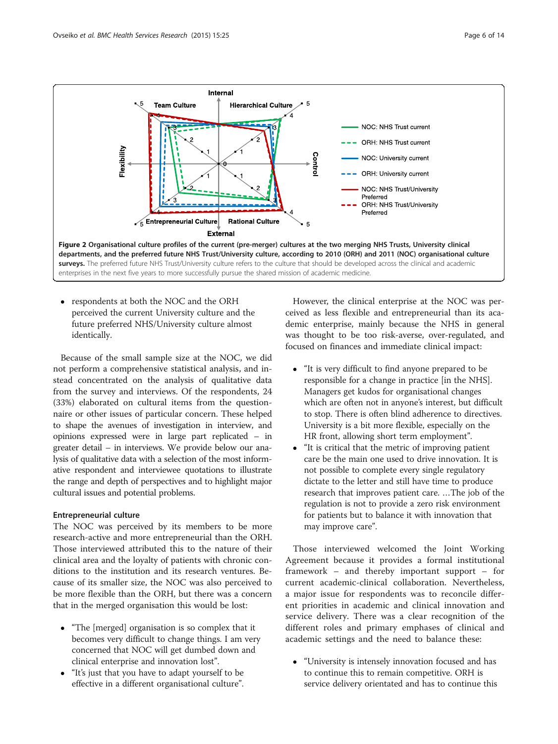**Figure 2 Organisational culture profiles of the current (pre-merger) cultures at the two merging NHS Trusts, University clinical departments, and the preferred future NHS Trust/University culture, according to 2010 (ORH) and 2011 (NOC) organisational culture surveys.** The preferred future NHS Trust/University culture refers to the culture that should be developed across the clinical and academic enterprises in the next five years to more successfully pursue the shared mission of academic medicine.

- respondents at both the NOC and the ORH perceived the current University culture and the future preferred NHS/University culture almost identically.

Because of the small sample size at the NOC, we did not perform a comprehensive statistical analysis, and instead concentrated on the analysis of qualitative data from the survey and interviews. Of the respondents, 24 (33%) elaborated on cultural items from the questionnaire or other issues of particular concern. These helped to shape the avenues of investigation in interview, and opinions expressed were in large part replicated – in greater detail – in interviews. We provide below our analysis of qualitative data with a selection of the most informative respondent and interviewee quotations to illustrate the range and depth of perspectives and to highlight major cultural issues and potential problems.

### Entrepreneurial culture

The NOC was perceived by its members to be more research-active and more entrepreneurial than the ORH. Those interviewed attributed this to the nature of their clinical area and the loyalty of patients with chronic conditions to the institution and its research ventures. Because of its smaller size, the NOC was also perceived to be more flexible than the ORH, but there was a concern that in the merged organisation this would be lost:

- "The [merged] organisation is so complex that it becomes very difficult to change things. I am very concerned that NOC will get dumbed down and clinical enterprise and innovation lost".
- "It's just that you have to adapt yourself to be effective in a different organisational culture".

However, the clinical enterprise at the NOC was perceived as less flexible and entrepreneurial than its academic enterprise, mainly because the NHS in general was thought to be too risk-averse, over-regulated, and focused on finances and immediate clinical impact:

- "It is very difficult to find anyone prepared to be responsible for a change in practice [in the NHS]. Managers get kudos for organisational changes which are often not in anyone's interest, but difficult to stop. There is often blind adherence to directives. University is a bit more flexible, especially on the HR front, allowing short term employment".
- "It is critical that the metric of improving patient care be the main one used to drive innovation. It is not possible to complete every single regulatory dictate to the letter and still have time to produce research that improves patient care. …The job of the regulation is not to provide a zero risk environment for patients but to balance it with innovation that may improve care".

Those interviewed welcomed the Joint Working Agreement because it provides a formal institutional framework – and thereby important support – for current academic-clinical collaboration. Nevertheless, a major issue for respondents was to reconcile different priorities in academic and clinical innovation and service delivery. There was a clear recognition of the different roles and primary emphases of clinical and academic settings and the need to balance these:

- "University is intensely innovation focused and has to continue this to remain competitive. ORH is service delivery orientated and has to continue this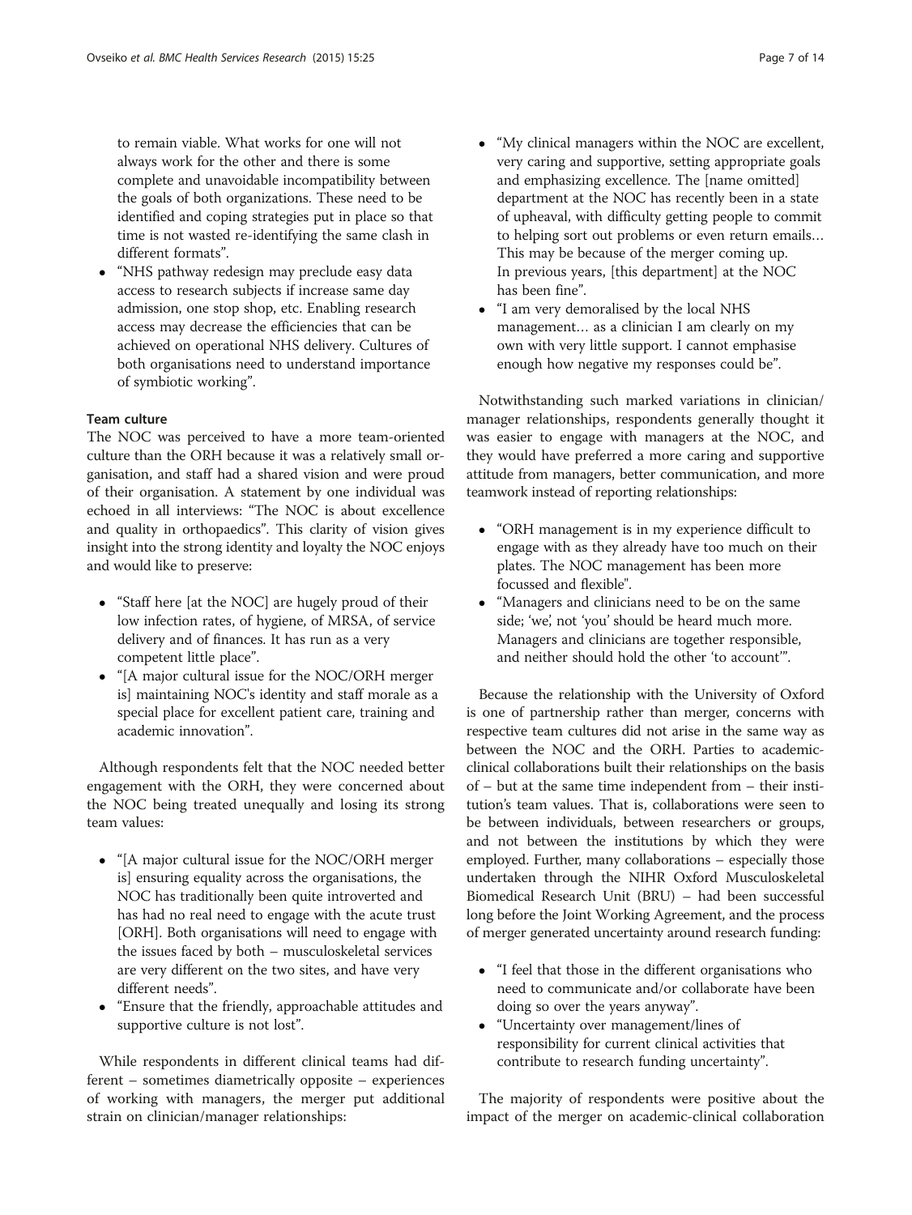to remain viable. What works for one will not always work for the other and there is some complete and unavoidable incompatibility between the goals of both organizations. These need to be identified and coping strategies put in place so that time is not wasted re-identifying the same clash in different formats".

- "NHS pathway redesign may preclude easy data access to research subjects if increase same day admission, one stop shop, etc. Enabling research access may decrease the efficiencies that can be achieved on operational NHS delivery. Cultures of both organisations need to understand importance of symbiotic working".

### Team culture

The NOC was perceived to have a more team-oriented culture than the ORH because it was a relatively small organisation, and staff had a shared vision and were proud of their organisation. A statement by one individual was echoed in all interviews: "The NOC is about excellence and quality in orthopaedics". This clarity of vision gives insight into the strong identity and loyalty the NOC enjoys and would like to preserve:

- "Staff here [at the NOC] are hugely proud of their low infection rates, of hygiene, of MRSA, of service delivery and of finances. It has run as a very competent little place".
- "[A major cultural issue for the NOC/ORH merger is] maintaining NOC's identity and staff morale as a special place for excellent patient care, training and academic innovation".

Although respondents felt that the NOC needed better engagement with the ORH, they were concerned about the NOC being treated unequally and losing its strong team values:

- "[A major cultural issue for the NOC/ORH merger is] ensuring equality across the organisations, the NOC has traditionally been quite introverted and has had no real need to engage with the acute trust [ORH]. Both organisations will need to engage with the issues faced by both – musculoskeletal services are very different on the two sites, and have very different needs".
- "Ensure that the friendly, approachable attitudes and supportive culture is not lost".

While respondents in different clinical teams had different – sometimes diametrically opposite – experiences of working with managers, the merger put additional strain on clinician/manager relationships:

- "My clinical managers within the NOC are excellent, very caring and supportive, setting appropriate goals and emphasizing excellence. The [name omitted] department at the NOC has recently been in a state of upheaval, with difficulty getting people to commit to helping sort out problems or even return emails… This may be because of the merger coming up. In previous years, [this department] at the NOC has been fine".
- "I am very demoralised by the local NHS management… as a clinician I am clearly on my own with very little support. I cannot emphasise enough how negative my responses could be".

Notwithstanding such marked variations in clinician/manager relationships, respondents generally thought it was easier to engage with managers at the NOC, and they would have preferred a more caring and supportive attitude from managers, better communication, and more teamwork instead of reporting relationships:

- "ORH management is in my experience difficult to engage with as they already have too much on their plates. The NOC management has been more focussed and flexible".
- "Managers and clinicians need to be on the same side; 'we', not 'you' should be heard much more. Managers and clinicians are together responsible, and neither should hold the other 'to account'".

Because the relationship with the University of Oxford is one of partnership rather than merger, concerns with respective team cultures did not arise in the same way as between the NOC and the ORH. Parties to academic-clinical collaborations built their relationships on the basis of – but at the same time independent from – their institution's team values. That is, collaborations were seen to be between individuals, between researchers or groups, and not between the institutions by which they were employed. Further, many collaborations – especially those undertaken through the NIHR Oxford Musculoskeletal Biomedical Research Unit (BRU) – had been successful long before the Joint Working Agreement, and the process of merger generated uncertainty around research funding:

- "I feel that those in the different organisations who need to communicate and/or collaborate have been doing so over the years anyway".
- "Uncertainty over management/lines of responsibility for current clinical activities that contribute to research funding uncertainty".

The majority of respondents were positive about the impact of the merger on academic-clinical collaboration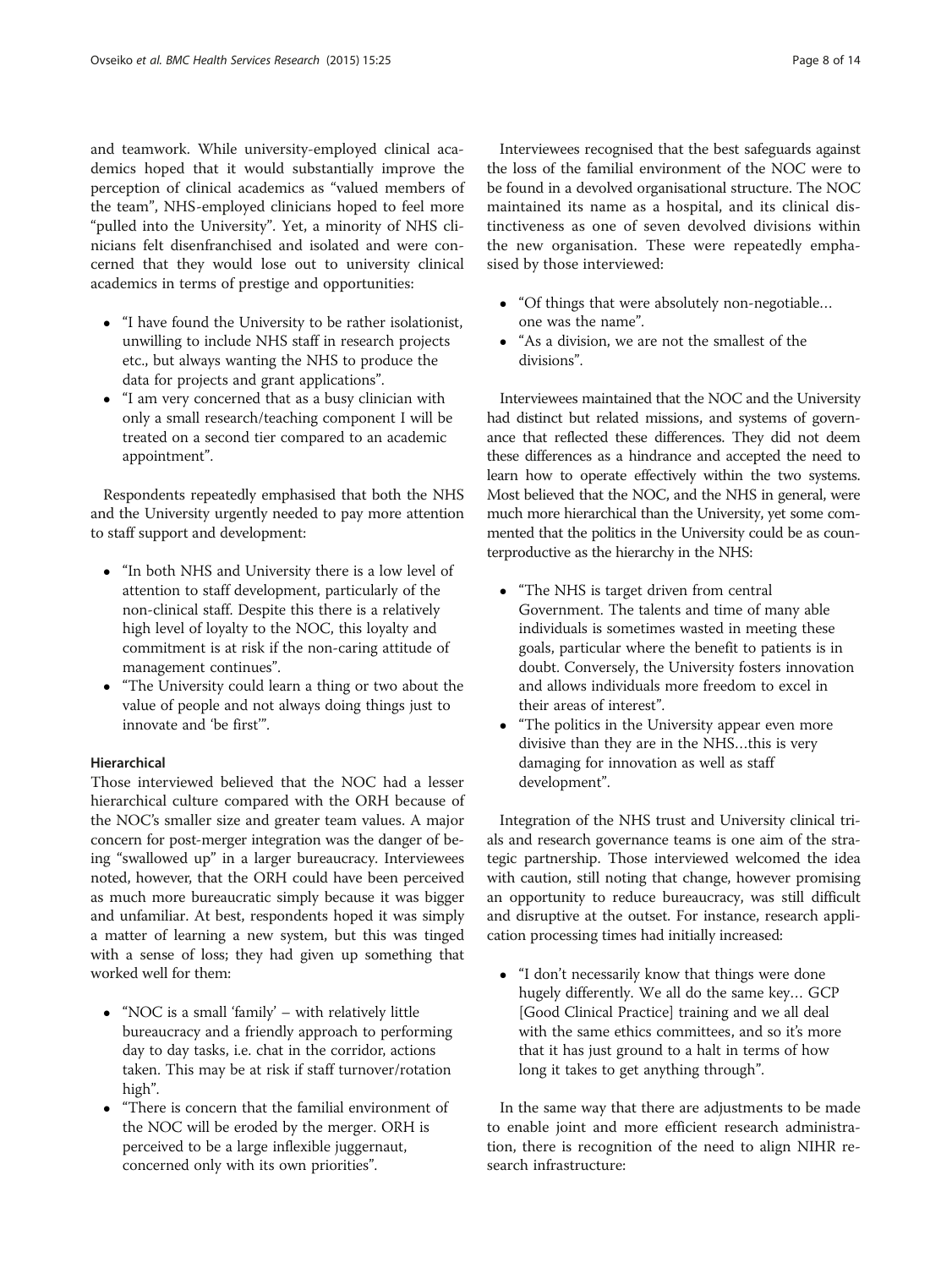and teamwork. While university-employed clinical academics hoped that it would substantially improve the perception of clinical academics as "valued members of the team", NHS-employed clinicians hoped to feel more "pulled into the University". Yet, a minority of NHS clinicians felt disenfranchised and isolated and were concerned that they would lose out to university clinical academics in terms of prestige and opportunities:

- "I have found the University to be rather isolationist, unwilling to include NHS staff in research projects etc., but always wanting the NHS to produce the data for projects and grant applications".
- "I am very concerned that as a busy clinician with only a small research/teaching component I will be treated on a second tier compared to an academic appointment".

Respondents repeatedly emphasised that both the NHS and the University urgently needed to pay more attention to staff support and development:

- "In both NHS and University there is a low level of attention to staff development, particularly of the non-clinical staff. Despite this there is a relatively high level of loyalty to the NOC, this loyalty and commitment is at risk if the non-caring attitude of management continues".
- "The University could learn a thing or two about the value of people and not always doing things just to innovate and 'be first'".

#### Hierarchical

Those interviewed believed that the NOC had a lesser hierarchical culture compared with the ORH because of the NOC's smaller size and greater team values. A major concern for post-merger integration was the danger of being "swallowed up" in a larger bureaucracy. Interviewees noted, however, that the ORH could have been perceived as much more bureaucratic simply because it was bigger and unfamiliar. At best, respondents hoped it was simply a matter of learning a new system, but this was tinged with a sense of loss; they had given up something that worked well for them:

- "NOC is a small 'family' – with relatively little bureaucracy and a friendly approach to performing day to day tasks, i.e. chat in the corridor, actions taken. This may be at risk if staff turnover/rotation high".
- "There is concern that the familial environment of the NOC will be eroded by the merger. ORH is perceived to be a large inflexible juggernaut, concerned only with its own priorities".

Interviewees recognised that the best safeguards against the loss of the familial environment of the NOC were to be found in a devolved organisational structure. The NOC maintained its name as a hospital, and its clinical distinctiveness as one of seven devolved divisions within the new organisation. These were repeatedly emphasised by those interviewed:

- "Of things that were absolutely non-negotiable… one was the name".
- "As a division, we are not the smallest of the divisions".

Interviewees maintained that the NOC and the University had distinct but related missions, and systems of governance that reflected these differences. They did not deem these differences as a hindrance and accepted the need to learn how to operate effectively within the two systems. Most believed that the NOC, and the NHS in general, were much more hierarchical than the University, yet some commented that the politics in the University could be as counterproductive as the hierarchy in the NHS:

- "The NHS is target driven from central Government. The talents and time of many able individuals is sometimes wasted in meeting these goals, particular where the benefit to patients is in doubt. Conversely, the University fosters innovation and allows individuals more freedom to excel in their areas of interest".
- "The politics in the University appear even more divisive than they are in the NHS…this is very damaging for innovation as well as staff development".

Integration of the NHS trust and University clinical trials and research governance teams is one aim of the strategic partnership. Those interviewed welcomed the idea with caution, still noting that change, however promising an opportunity to reduce bureaucracy, was still difficult and disruptive at the outset. For instance, research application processing times had initially increased:

- "I don't necessarily know that things were done hugely differently. We all do the same key… GCP [Good Clinical Practice] training and we all deal with the same ethics committees, and so it's more that it has just ground to a halt in terms of how long it takes to get anything through".

In the same way that there are adjustments to be made to enable joint and more efficient research administration, there is recognition of the need to align NIHR research infrastructure: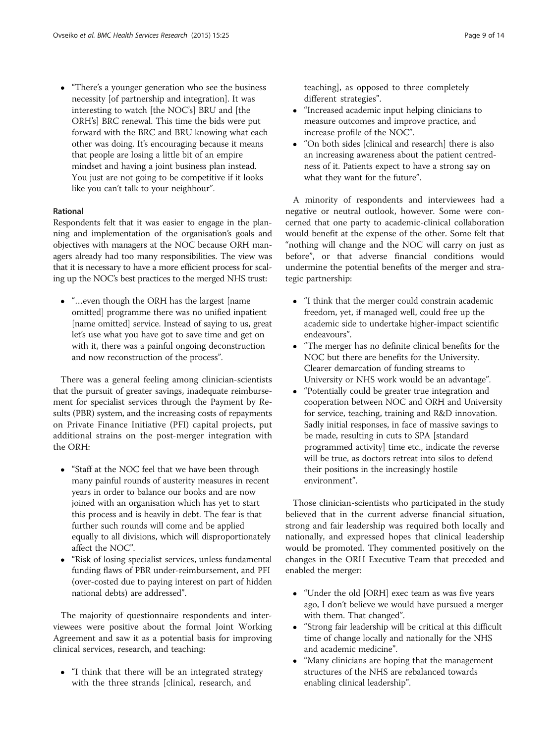- "There's a younger generation who see the business necessity [of partnership and integration]. It was interesting to watch [the NOC's] BRU and [the ORH's] BRC renewal. This time the bids were put forward with the BRC and BRU knowing what each other was doing. It's encouraging because it means that people are losing a little bit of an empire mindset and having a joint business plan instead. You just are not going to be competitive if it looks like you can't talk to your neighbour".

#### Rational

Respondents felt that it was easier to engage in the planning and implementation of the organisation's goals and objectives with managers at the NOC because ORH managers already had too many responsibilities. The view was that it is necessary to have a more efficient process for scaling up the NOC's best practices to the merged NHS trust:

- "…even though the ORH has the largest [name omitted] programme there was no unified inpatient [name omitted] service. Instead of saying to us, great let's use what you have got to save time and get on with it, there was a painful ongoing deconstruction and now reconstruction of the process".

There was a general feeling among clinician-scientists that the pursuit of greater savings, inadequate reimbursement for specialist services through the Payment by Results (PBR) system, and the increasing costs of repayments on Private Finance Initiative (PFI) capital projects, put additional strains on the post-merger integration with the ORH:

- "Staff at the NOC feel that we have been through many painful rounds of austerity measures in recent years in order to balance our books and are now joined with an organisation which has yet to start this process and is heavily in debt. The fear is that further such rounds will come and be applied equally to all divisions, which will disproportionately affect the NOC".
- "Risk of losing specialist services, unless fundamental funding flaws of PBR under-reimbursement, and PFI (over-costed due to paying interest on part of hidden national debts) are addressed".

The majority of questionnaire respondents and interviewees were positive about the formal Joint Working Agreement and saw it as a potential basis for improving clinical services, research, and teaching:

- "I think that there will be an integrated strategy with the three strands [clinical, research, and teaching], as opposed to three completely different strategies".
- "Increased academic input helping clinicians to measure outcomes and improve practice, and increase profile of the NOC".
- "On both sides [clinical and research] there is also an increasing awareness about the patient centredness of it. Patients expect to have a strong say on what they want for the future".

A minority of respondents and interviewees had a negative or neutral outlook, however. Some were concerned that one party to academic-clinical collaboration would benefit at the expense of the other. Some felt that "nothing will change and the NOC will carry on just as before", or that adverse financial conditions would undermine the potential benefits of the merger and strategic partnership:

- "I think that the merger could constrain academic freedom, yet, if managed well, could free up the academic side to undertake higher-impact scientific endeavours".
- "The merger has no definite clinical benefits for the NOC but there are benefits for the University. Clearer demarcation of funding streams to University or NHS work would be an advantage".
- "Potentially could be greater true integration and cooperation between NOC and ORH and University for service, teaching, training and R&D innovation. Sadly initial responses, in face of massive savings to be made, resulting in cuts to SPA [standard programmed activity] time etc., indicate the reverse will be true, as doctors retreat into silos to defend their positions in the increasingly hostile environment".

Those clinician-scientists who participated in the study believed that in the current adverse financial situation, strong and fair leadership was required both locally and nationally, and expressed hopes that clinical leadership would be promoted. They commented positively on the changes in the ORH Executive Team that preceded and enabled the merger:

- "Under the old [ORH] exec team as was five years ago, I don't believe we would have pursued a merger with them. That changed".
- "Strong fair leadership will be critical at this difficult time of change locally and nationally for the NHS and academic medicine".
- "Many clinicians are hoping that the management structures of the NHS are rebalanced towards enabling clinical leadership".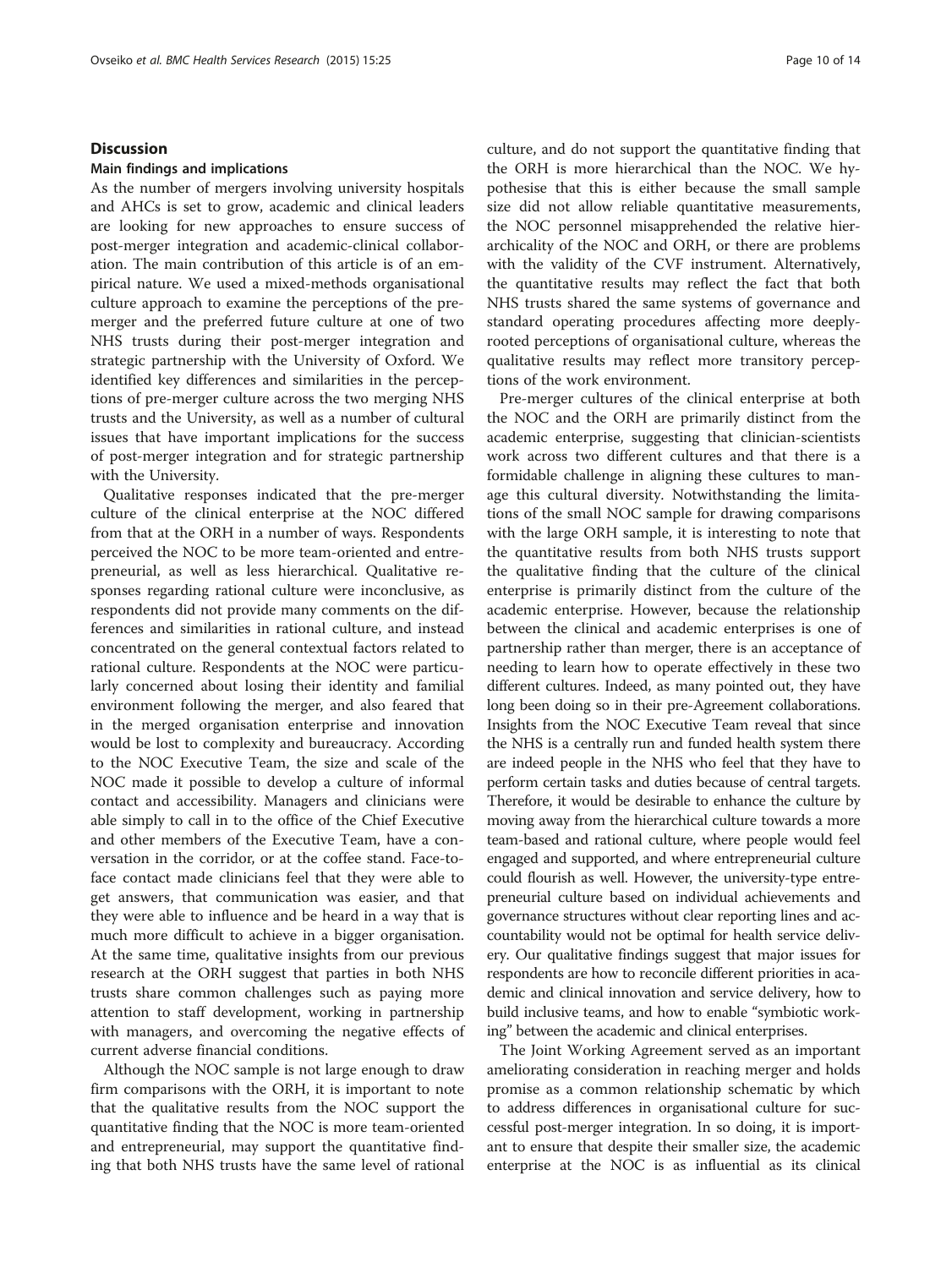## Discussion

### Main findings and implications

As the number of mergers involving university hospitals and AHCs is set to grow, academic and clinical leaders are looking for new approaches to ensure success of post-merger integration and academic-clinical collaboration. The main contribution of this article is of an empirical nature. We used a mixed-methods organisational culture approach to examine the perceptions of the pre-merger and the preferred future culture at one of two NHS trusts during their post-merger integration and strategic partnership with the University of Oxford. We identified key differences and similarities in the perceptions of pre-merger culture across the two merging NHS trusts and the University, as well as a number of cultural issues that have important implications for the success of post-merger integration and for strategic partnership with the University.

Qualitative responses indicated that the pre-merger culture of the clinical enterprise at the NOC differed from that at the ORH in a number of ways. Respondents perceived the NOC to be more team-oriented and entrepreneurial, as well as less hierarchical. Qualitative responses regarding rational culture were inconclusive, as respondents did not provide many comments on the differences and similarities in rational culture, and instead concentrated on the general contextual factors related to rational culture. Respondents at the NOC were particularly concerned about losing their identity and familial environment following the merger, and also feared that in the merged organisation enterprise and innovation would be lost to complexity and bureaucracy. According to the NOC Executive Team, the size and scale of the NOC made it possible to develop a culture of informal contact and accessibility. Managers and clinicians were able simply to call in to the office of the Chief Executive and other members of the Executive Team, have a conversation in the corridor, or at the coffee stand. Face-to-face contact made clinicians feel that they were able to get answers, that communication was easier, and that they were able to influence and be heard in a way that is much more difficult to achieve in a bigger organisation. At the same time, qualitative insights from our previous research at the ORH suggest that parties in both NHS trusts share common challenges such as paying more attention to staff development, working in partnership with managers, and overcoming the negative effects of current adverse financial conditions.

Although the NOC sample is not large enough to draw firm comparisons with the ORH, it is important to note that the qualitative results from the NOC support the quantitative finding that the NOC is more team-oriented and entrepreneurial, may support the quantitative finding that both NHS trusts have the same level of rational culture, and do not support the quantitative finding that the ORH is more hierarchical than the NOC. We hypothesise that this is either because the small sample size did not allow reliable quantitative measurements, the NOC personnel misapprehended the relative hierarchicality of the NOC and ORH, or there are problems with the validity of the CVF instrument. Alternatively, the quantitative results may reflect the fact that both NHS trusts shared the same systems of governance and standard operating procedures affecting more deeply-rooted perceptions of organisational culture, whereas the qualitative results may reflect more transitory perceptions of the work environment.

Pre-merger cultures of the clinical enterprise at both the NOC and the ORH are primarily distinct from the academic enterprise, suggesting that clinician-scientists work across two different cultures and that there is a formidable challenge in aligning these cultures to manage this cultural diversity. Notwithstanding the limitations of the small NOC sample for drawing comparisons with the large ORH sample, it is interesting to note that the quantitative results from both NHS trusts support the qualitative finding that the culture of the clinical enterprise is primarily distinct from the culture of the academic enterprise. However, because the relationship between the clinical and academic enterprises is one of partnership rather than merger, there is an acceptance of needing to learn how to operate effectively in these two different cultures. Indeed, as many pointed out, they have long been doing so in their pre-Agreement collaborations. Insights from the NOC Executive Team reveal that since the NHS is a centrally run and funded health system there are indeed people in the NHS who feel that they have to perform certain tasks and duties because of central targets. Therefore, it would be desirable to enhance the culture by moving away from the hierarchical culture towards a more team-based and rational culture, where people would feel engaged and supported, and where entrepreneurial culture could flourish as well. However, the university-type entrepreneurial culture based on individual achievements and governance structures without clear reporting lines and accountability would not be optimal for health service delivery. Our qualitative findings suggest that major issues for respondents are how to reconcile different priorities in academic and clinical innovation and service delivery, how to build inclusive teams, and how to enable "symbiotic working" between the academic and clinical enterprises.

The Joint Working Agreement served as an important ameliorating consideration in reaching merger and holds promise as a common relationship schematic by which to address differences in organisational culture for successful post-merger integration. In so doing, it is important to ensure that despite their smaller size, the academic enterprise at the NOC is as influential as its clinical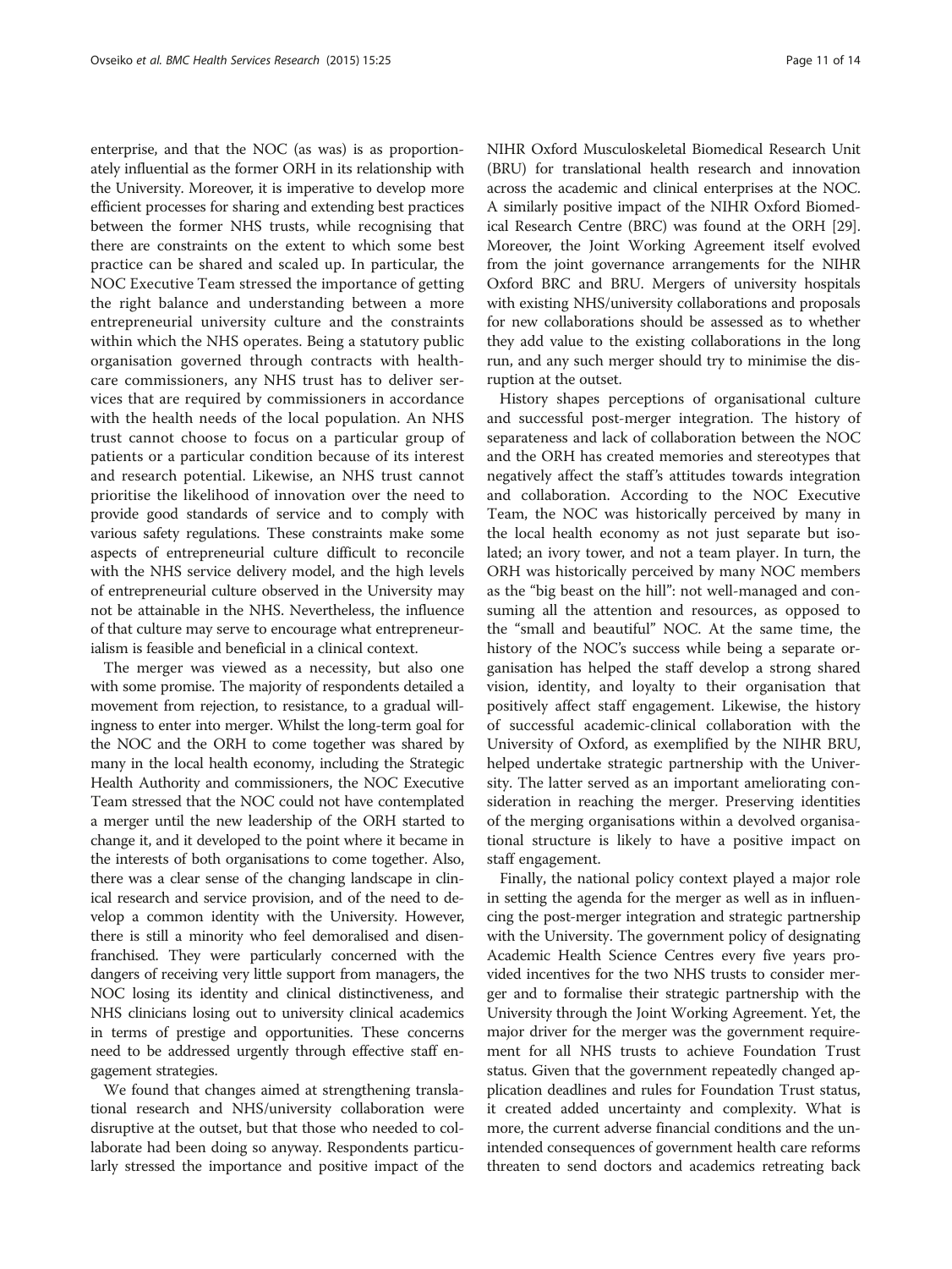enterprise, and that the NOC (as was) is as proportionately influential as the former ORH in its relationship with the University. Moreover, it is imperative to develop more efficient processes for sharing and extending best practices between the former NHS trusts, while recognising that there are constraints on the extent to which some best practice can be shared and scaled up. In particular, the NOC Executive Team stressed the importance of getting the right balance and understanding between a more entrepreneurial university culture and the constraints within which the NHS operates. Being a statutory public organisation governed through contracts with healthcare commissioners, any NHS trust has to deliver services that are required by commissioners in accordance with the health needs of the local population. An NHS trust cannot choose to focus on a particular group of patients or a particular condition because of its interest and research potential. Likewise, an NHS trust cannot prioritise the likelihood of innovation over the need to provide good standards of service and to comply with various safety regulations. These constraints make some aspects of entrepreneurial culture difficult to reconcile with the NHS service delivery model, and the high levels of entrepreneurial culture observed in the University may not be attainable in the NHS. Nevertheless, the influence of that culture may serve to encourage what entrepreneurialism is feasible and beneficial in a clinical context.

The merger was viewed as a necessity, but also one with some promise. The majority of respondents detailed a movement from rejection, to resistance, to a gradual willingness to enter into merger. Whilst the long-term goal for the NOC and the ORH to come together was shared by many in the local health economy, including the Strategic Health Authority and commissioners, the NOC Executive Team stressed that the NOC could not have contemplated a merger until the new leadership of the ORH started to change it, and it developed to the point where it became in the interests of both organisations to come together. Also, there was a clear sense of the changing landscape in clinical research and service provision, and of the need to develop a common identity with the University. However, there is still a minority who feel demoralised and disenfranchised. They were particularly concerned with the dangers of receiving very little support from managers, the NOC losing its identity and clinical distinctiveness, and NHS clinicians losing out to university clinical academics in terms of prestige and opportunities. These concerns need to be addressed urgently through effective staff engagement strategies.

We found that changes aimed at strengthening translational research and NHS/university collaboration were disruptive at the outset, but that those who needed to collaborate had been doing so anyway. Respondents particularly stressed the importance and positive impact of the NIHR Oxford Musculoskeletal Biomedical Research Unit (BRU) for translational health research and innovation across the academic and clinical enterprises at the NOC. A similarly positive impact of the NIHR Oxford Biomedical Research Centre (BRC) was found at the ORH [29]. Moreover, the Joint Working Agreement itself evolved from the joint governance arrangements for the NIHR Oxford BRC and BRU. Mergers of university hospitals with existing NHS/university collaborations and proposals for new collaborations should be assessed as to whether they add value to the existing collaborations in the long run, and any such merger should try to minimise the disruption at the outset.

History shapes perceptions of organisational culture and successful post-merger integration. The history of separateness and lack of collaboration between the NOC and the ORH has created memories and stereotypes that negatively affect the staff's attitudes towards integration and collaboration. According to the NOC Executive Team, the NOC was historically perceived by many in the local health economy as not just separate but isolated; an ivory tower, and not a team player. In turn, the ORH was historically perceived by many NOC members as the "big beast on the hill": not well-managed and consuming all the attention and resources, as opposed to the "small and beautiful" NOC. At the same time, the history of the NOC's success while being a separate organisation has helped the staff develop a strong shared vision, identity, and loyalty to their organisation that positively affect staff engagement. Likewise, the history of successful academic-clinical collaboration with the University of Oxford, as exemplified by the NIHR BRU, helped undertake strategic partnership with the University. The latter served as an important ameliorating consideration in reaching the merger. Preserving identities of the merging organisations within a devolved organisational structure is likely to have a positive impact on staff engagement.

Finally, the national policy context played a major role in setting the agenda for the merger as well as in influencing the post-merger integration and strategic partnership with the University. The government policy of designating Academic Health Science Centres every five years provided incentives for the two NHS trusts to consider merger and to formalise their strategic partnership with the University through the Joint Working Agreement. Yet, the major driver for the merger was the government requirement for all NHS trusts to achieve Foundation Trust status. Given that the government repeatedly changed application deadlines and rules for Foundation Trust status, it created added uncertainty and complexity. What is more, the current adverse financial conditions and the unintended consequences of government health care reforms threaten to send doctors and academics retreating back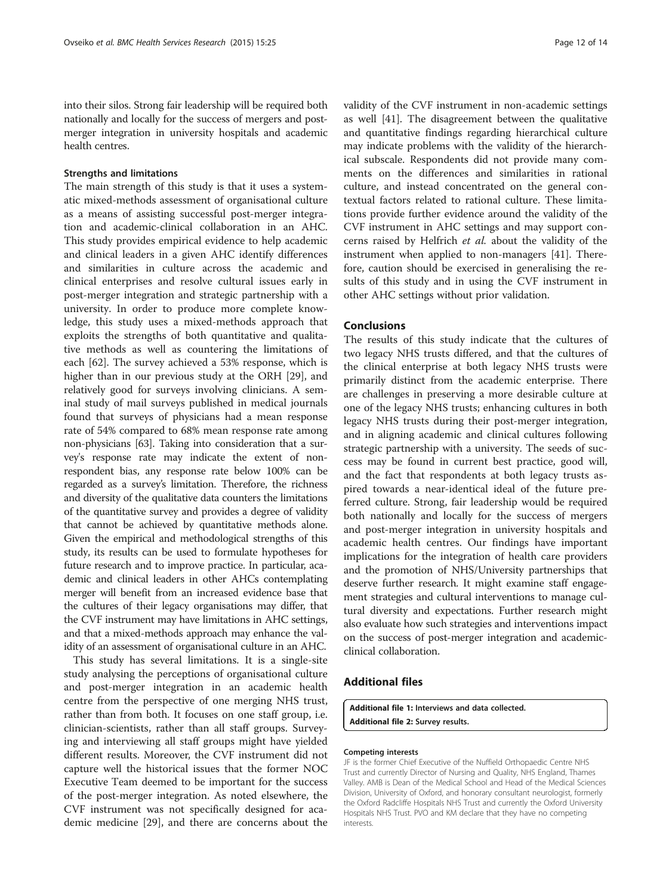into their silos. Strong fair leadership will be required both nationally and locally for the success of mergers and post-merger integration in university hospitals and academic health centres.

### Strengths and limitations

The main strength of this study is that it uses a systematic mixed-methods assessment of organisational culture as a means of assisting successful post-merger integration and academic-clinical collaboration in an AHC. This study provides empirical evidence to help academic and clinical leaders in a given AHC identify differences and similarities in culture across the academic and clinical enterprises and resolve cultural issues early in post-merger integration and strategic partnership with a university. In order to produce more complete knowledge, this study uses a mixed-methods approach that exploits the strengths of both quantitative and qualitative methods as well as countering the limitations of each [62]. The survey achieved a 53% response, which is higher than in our previous study at the ORH [29], and relatively good for surveys involving clinicians. A seminal study of mail surveys published in medical journals found that surveys of physicians had a mean response rate of 54% compared to 68% mean response rate among non-physicians [63]. Taking into consideration that a survey's response rate may indicate the extent of non-respondent bias, any response rate below 100% can be regarded as a survey's limitation. Therefore, the richness and diversity of the qualitative data counters the limitations of the quantitative survey and provides a degree of validity that cannot be achieved by quantitative methods alone. Given the empirical and methodological strengths of this study, its results can be used to formulate hypotheses for future research and to improve practice. In particular, academic and clinical leaders in other AHCs contemplating merger will benefit from an increased evidence base that the cultures of their legacy organisations may differ, that the CVF instrument may have limitations in AHC settings, and that a mixed-methods approach may enhance the validity of an assessment of organisational culture in an AHC.

This study has several limitations. It is a single-site study analysing the perceptions of organisational culture and post-merger integration in an academic health centre from the perspective of one merging NHS trust, rather than from both. It focuses on one staff group, i.e. clinician-scientists, rather than all staff groups. Surveying and interviewing all staff groups might have yielded different results. Moreover, the CVF instrument did not capture well the historical issues that the former NOC Executive Team deemed to be important for the success of the post-merger integration. As noted elsewhere, the CVF instrument was not specifically designed for academic medicine [29], and there are concerns about the validity of the CVF instrument in non-academic settings as well [41]. The disagreement between the qualitative and quantitative findings regarding hierarchical culture may indicate problems with the validity of the hierarchical subscale. Respondents did not provide many comments on the differences and similarities in rational culture, and instead concentrated on the general contextual factors related to rational culture. These limitations provide further evidence around the validity of the CVF instrument in AHC settings and may support concerns raised by Helfrich *et al.* about the validity of the instrument when applied to non-managers [41]. Therefore, caution should be exercised in generalising the results of this study and in using the CVF instrument in other AHC settings without prior validation.

## Conclusions

The results of this study indicate that the cultures of two legacy NHS trusts differed, and that the cultures of the clinical enterprise at both legacy NHS trusts were primarily distinct from the academic enterprise. There are challenges in preserving a more desirable culture at one of the legacy NHS trusts; enhancing cultures in both legacy NHS trusts during their post-merger integration, and in aligning academic and clinical cultures following strategic partnership with a university. The seeds of success may be found in current best practice, good will, and the fact that respondents at both legacy trusts aspired towards a near-identical ideal of the future preferred culture. Strong, fair leadership would be required both nationally and locally for the success of mergers and post-merger integration in university hospitals and academic health centres. Our findings have important implications for the integration of health care providers and the promotion of NHS/University partnerships that deserve further research. It might examine staff engagement strategies and cultural interventions to manage cultural diversity and expectations. Further research might also evaluate how such strategies and interventions impact on the success of post-merger integration and academic-clinical collaboration.

## Additional files

**Additional file 1: Interviews and data collected.**

**Additional file 2: Survey results.**

#### Competing interests

JF is the former Chief Executive of the Nuffield Orthopaedic Centre NHS Trust and currently Director of Nursing and Quality, NHS England, Thames Valley. AMB is Dean of the Medical School and Head of the Medical Sciences Division, University of Oxford, and honorary consultant neurologist, formerly the Oxford Radcliffe Hospitals NHS Trust and currently the Oxford University Hospitals NHS Trust. PVO and KM declare that they have no competing interests.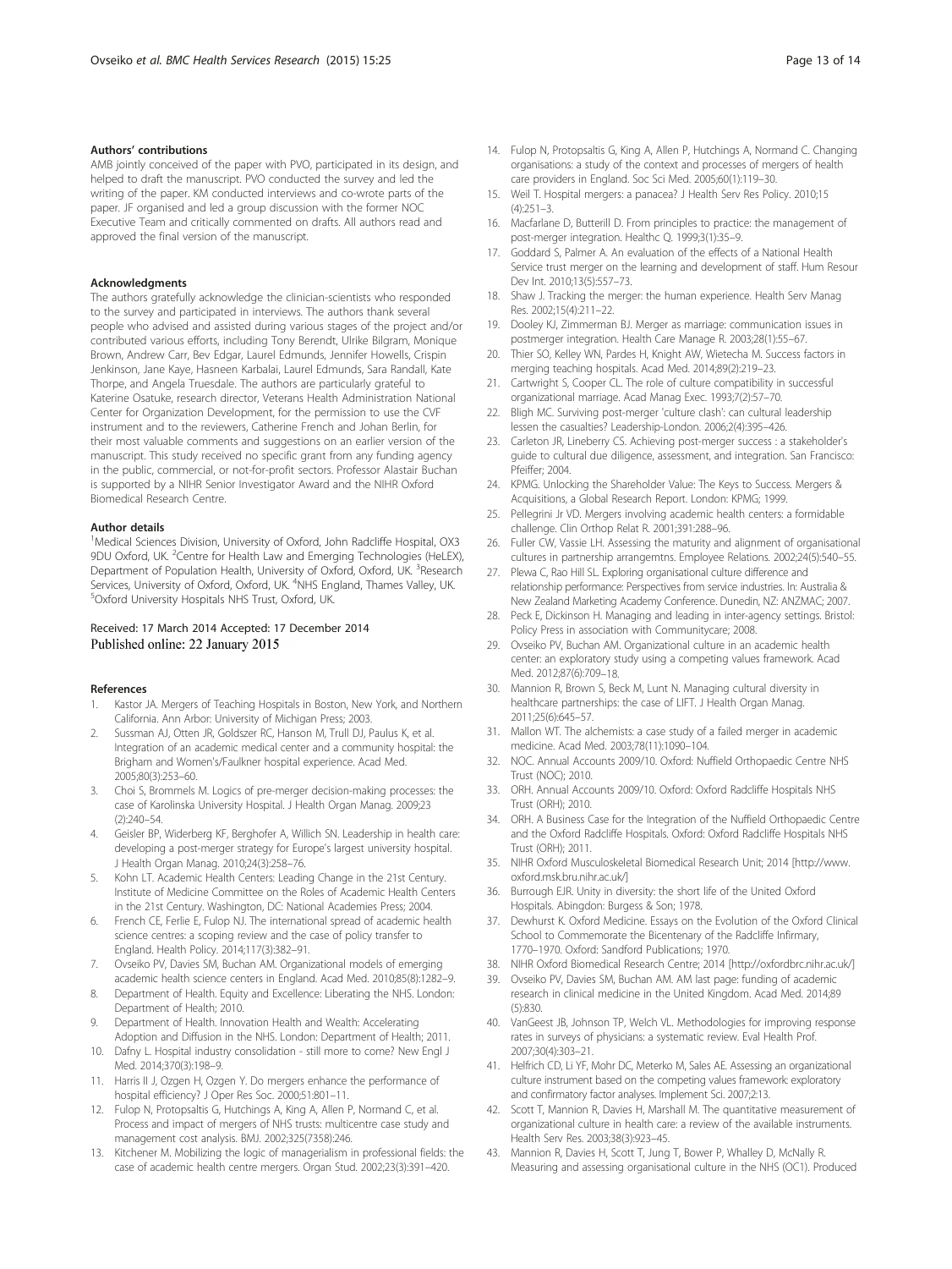### Authors' contributions

AMB jointly conceived of the paper with PVO, participated in its design, and helped to draft the manuscript. PVO conducted the survey and led the writing of the paper. KM conducted interviews and co-wrote parts of the paper. JF organised and led a group discussion with the former NOC Executive Team and critically commented on drafts. All authors read and approved the final version of the manuscript.

### Acknowledgments

The authors gratefully acknowledge the clinician-scientists who responded to the survey and participated in interviews. The authors thank several people who advised and assisted during various stages of the project and/or contributed various efforts, including Tony Berendt, Ulrike Bilgram, Monique Brown, Andrew Carr, Bev Edgar, Laurel Edmunds, Jennifer Howells, Crispin Jenkinson, Jane Kaye, Hasneen Karbalai, Laurel Edmunds, Sara Randall, Kate Thorpe, and Angela Truesdale. The authors are particularly grateful to Katerine Osatuke, research director, Veterans Health Administration National Center for Organization Development, for the permission to use the CVF instrument and to the reviewers, Catherine French and Johan Berlin, for their most valuable comments and suggestions on an earlier version of the manuscript. This study received no specific grant from any funding agency in the public, commercial, or not-for-profit sectors. Professor Alastair Buchan is supported by a NIHR Senior Investigator Award and the NIHR Oxford Biomedical Research Centre.

### Author details

[1]Medical Sciences Division, University of Oxford, John Radcliffe Hospital, OX3 9DU Oxford, UK. [2]Centre for Health Law and Emerging Technologies (HeLEX), Department of Population Health, University of Oxford, Oxford, UK. [3]Research Services, University of Oxford, Oxford, UK. [4]NHS England, Thames Valley, UK. [5]Oxford University Hospitals NHS Trust, Oxford, UK.

Received: 17 March 2014 Accepted: 17 December 2014
Published online: 22 January 2015

### References

1. Kastor JA. Mergers of Teaching Hospitals in Boston, New York, and Northern California. Ann Arbor: University of Michigan Press; 2003.
2. Sussman AJ, Otten JR, Goldszer RC, Hanson M, Trull DJ, Paulus K, et al. Integration of an academic medical center and a community hospital: the Brigham and Women's/Faulkner hospital experience. Acad Med. 2005;80(3):253–60.
3. Choi S, Brommels M. Logics of pre-merger decision-making processes: the case of Karolinska University Hospital. J Health Organ Manag. 2009;23 (2):240–54.
4. Geisler BP, Widerberg KF, Berghofer A, Willich SN. Leadership in health care: developing a post-merger strategy for Europe's largest university hospital. J Health Organ Manag. 2010;24(3):258–76.
5. Kohn LT. Academic Health Centers: Leading Change in the 21st Century. Institute of Medicine Committee on the Roles of Academic Health Centers in the 21st Century. Washington, DC: National Academies Press; 2004.
6. French CE, Ferlie E, Fulop NJ. The international spread of academic health science centres: a scoping review and the case of policy transfer to England. Health Policy. 2014;117(3):382–91.
7. Ovseiko PV, Davies SM, Buchan AM. Organizational models of emerging academic health science centers in England. Acad Med. 2010;85(8):1282–9.
8. Department of Health. Equity and Excellence: Liberating the NHS. London: Department of Health; 2010.
9. Department of Health. Innovation Health and Wealth: Accelerating Adoption and Diffusion in the NHS. London: Department of Health; 2011.
10. Dafny L. Hospital industry consolidation - still more to come? New Engl J Med. 2014;370(3):198–9.
11. Harris II J, Ozgen H, Ozgen Y. Do mergers enhance the performance of hospital efficiency? J Oper Res Soc. 2000;51:801–11.
12. Fulop N, Protopsaltis G, Hutchings A, King A, Allen P, Normand C, et al. Process and impact of mergers of NHS trusts: multicentre case study and management cost analysis. BMJ. 2002;325(7358):246.
13. Kitchener M. Mobilizing the logic of managerialism in professional fields: the case of academic health centre mergers. Organ Stud. 2002;23(3):391–420.
14. Fulop N, Protopsaltis G, King A, Allen P, Hutchings A, Normand C. Changing organisations: a study of the context and processes of mergers of health care providers in England. Soc Sci Med. 2005;60(1):119–30.
15. Weil T. Hospital mergers: a panacea? J Health Serv Res Policy. 2010;15 (4):251–3.
16. Macfarlane D, Butterill D. From principles to practice: the management of post-merger integration. Healthc Q. 1999;3(1):35–9.
17. Goddard S, Palmer A. An evaluation of the effects of a National Health Service trust merger on the learning and development of staff. Hum Resour Dev Int. 2010;13(5):557–73.
18. Shaw J. Tracking the merger: the human experience. Health Serv Manag Res. 2002;15(4):211–22.
19. Dooley KJ, Zimmerman BJ. Merger as marriage: communication issues in postmerger integration. Health Care Manage R. 2003;28(1):55–67.
20. Thier SO, Kelley WN, Pardes H, Knight AW, Wietecha M. Success factors in merging teaching hospitals. Acad Med. 2014;89(2):219–23.
21. Cartwright S, Cooper CL. The role of culture compatibility in successful organizational marriage. Acad Manag Exec. 1993;7(2):57–70.
22. Bligh MC. Surviving post-merger 'culture clash': can cultural leadership lessen the casualties? Leadership-London. 2006;2(4):395–426.
23. Carleton JR, Lineberry CS. Achieving post-merger success : a stakeholder's guide to cultural due diligence, assessment, and integration. San Francisco: Pfeiffer; 2004.
24. KPMG. Unlocking the Shareholder Value: The Keys to Success. Mergers & Acquisitions, a Global Research Report. London: KPMG; 1999.
25. Pellegrini Jr VD. Mergers involving academic health centers: a formidable challenge. Clin Orthop Relat R. 2001;391:288–96.
26. Fuller CW, Vassie LH. Assessing the maturity and alignment of organisational cultures in partnership arrangemtns. Employee Relations. 2002;24(5):540–55.
27. Plewa C, Rao Hill SL. Exploring organisational culture difference and relationship performance: Perspectives from service industries. In: Australia & New Zealand Marketing Academy Conference. Dunedin, NZ: ANZMAC; 2007.
28. Peck E, Dickinson H. Managing and leading in inter-agency settings. Bristol: Policy Press in association with Communitycare; 2008.
29. Ovseiko PV, Buchan AM. Organizational culture in an academic health center: an exploratory study using a competing values framework. Acad Med. 2012;87(6):709–18.
30. Mannion R, Brown S, Beck M, Lunt N. Managing cultural diversity in healthcare partnerships: the case of LIFT. J Health Organ Manag. 2011;25(6):645–57.
31. Mallon WT. The alchemists: a case study of a failed merger in academic medicine. Acad Med. 2003;78(11):1090–104.
32. NOC. Annual Accounts 2009/10. Oxford: Nuffield Orthopaedic Centre NHS Trust (NOC); 2010.
33. ORH. Annual Accounts 2009/10. Oxford: Oxford Radcliffe Hospitals NHS Trust (ORH); 2010.
34. ORH. A Business Case for the Integration of the Nuffield Orthopaedic Centre and the Oxford Radcliffe Hospitals. Oxford: Oxford Radcliffe Hospitals NHS Trust (ORH); 2011.
35. NIHR Oxford Musculoskeletal Biomedical Research Unit; 2014 [http://www.oxford.msk.bru.nihr.ac.uk/]
36. Burrough EJR. Unity in diversity: the short life of the United Oxford Hospitals. Abingdon: Burgess & Son; 1978.
37. Dewhurst K. Oxford Medicine. Essays on the Evolution of the Oxford Clinical School to Commemorate the Bicentenary of the Radcliffe Infirmary, 1770–1970. Oxford: Sandford Publications; 1970.
38. NIHR Oxford Biomedical Research Centre; 2014 [http://oxfordbrc.nihr.ac.uk/]
39. Ovseiko PV, Davies SM, Buchan AM. AM last page: funding of academic research in clinical medicine in the United Kingdom. Acad Med. 2014;89 (5):830.
40. VanGeest JB, Johnson TP, Welch VL. Methodologies for improving response rates in surveys of physicians: a systematic review. Eval Health Prof. 2007;30(4):303–21.
41. Helfrich CD, Li YF, Mohr DC, Meterko M, Sales AE. Assessing an organizational culture instrument based on the competing values framework: exploratory and confirmatory factor analyses. Implement Sci. 2007;2:13.
42. Scott T, Mannion R, Davies H, Marshall M. The quantitative measurement of organizational culture in health care: a review of the available instruments. Health Serv Res. 2003;38(3):923–45.
43. Mannion R, Davies H, Scott T, Jung T, Bower P, Whalley D, McNally R. Measuring and assessing organisational culture in the NHS (OC1). Produced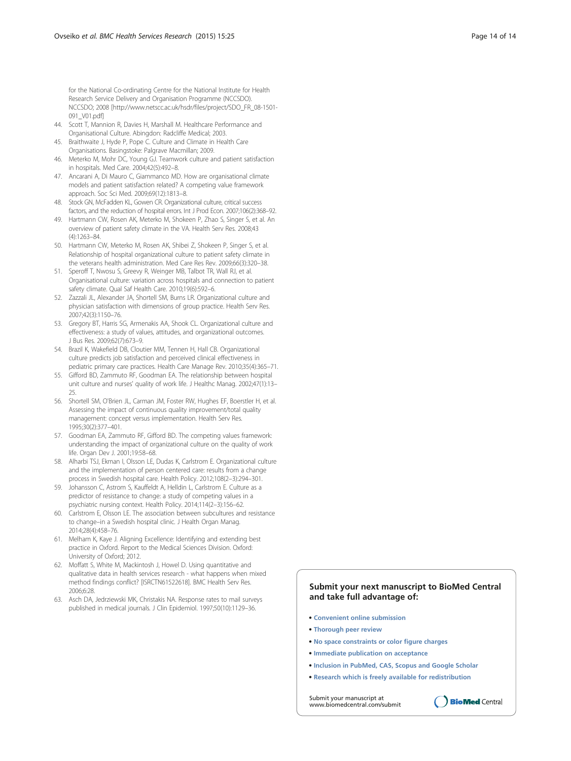for the National Co-ordinating Centre for the National Institute for Health Research Service Delivery and Organisation Programme (NCCSDO). NCCSDO; 2008 [http://www.netscc.ac.uk/hsdr/files/project/SDO_FR_08-1501-091_V01.pdf]

44. Scott T, Mannion R, Davies H, Marshall M. Healthcare Performance and Organisational Culture. Abingdon: Radcliffe Medical; 2003.
45. Braithwaite J, Hyde P, Pope C. Culture and Climate in Health Care Organisations. Basingstoke: Palgrave Macmillan; 2009.
46. Meterko M, Mohr DC, Young GJ. Teamwork culture and patient satisfaction in hospitals. Med Care. 2004;42(5):492–8.
47. Ancarani A, Di Mauro C, Giammanco MD. How are organisational climate models and patient satisfaction related? A competing value framework approach. Soc Sci Med. 2009;69(12):1813–8.
48. Stock GN, McFadden KL, Gowen CR. Organizational culture, critical success factors, and the reduction of hospital errors. Int J Prod Econ. 2007;106(2):368–92.
49. Hartmann CW, Rosen AK, Meterko M, Shokeen P, Zhao S, Singer S, et al. An overview of patient safety climate in the VA. Health Serv Res. 2008;43(4):1263–84.
50. Hartmann CW, Meterko M, Rosen AK, Shibei Z, Shokeen P, Singer S, et al. Relationship of hospital organizational culture to patient safety climate in the veterans health administration. Med Care Res Rev. 2009;66(3):320–38.
51. Speroff T, Nwosu S, Greevy R, Weinger MB, Talbot TR, Wall RJ, et al. Organisational culture: variation across hospitals and connection to patient safety climate. Qual Saf Health Care. 2010;19(6):592–6.
52. Zazzali JL, Alexander JA, Shortell SM, Burns LR. Organizational culture and physician satisfaction with dimensions of group practice. Health Serv Res. 2007;42(3):1150–76.
53. Gregory BT, Harris SG, Armenakis AA, Shook CL. Organizational culture and effectiveness: a study of values, attitudes, and organizational outcomes. J Bus Res. 2009;62(7):673–9.
54. Brazil K, Wakefield DB, Cloutier MM, Tennen H, Hall CB. Organizational culture predicts job satisfaction and perceived clinical effectiveness in pediatric primary care practices. Health Care Manage Rev. 2010;35(4):365–71.
55. Gifford BD, Zammuto RF, Goodman EA. The relationship between hospital unit culture and nurses' quality of work life. J Healthc Manag. 2002;47(1):13–25.
56. Shortell SM, O'Brien JL, Carman JM, Foster RW, Hughes EF, Boerstler H, et al. Assessing the impact of continuous quality improvement/total quality management: concept versus implementation. Health Serv Res. 1995;30(2):377–401.
57. Goodman EA, Zammuto RF, Gifford BD. The competing values framework: understanding the impact of organizational culture on the quality of work life. Organ Dev J. 2001;19:58–68.
58. Alharbi TSJ, Ekman I, Olsson LE, Dudas K, Carlstrom E. Organizational culture and the implementation of person centered care: results from a change process in Swedish hospital care. Health Policy. 2012;108(2–3):294–301.
59. Johansson C, Astrom S, Kauffeldt A, Helldin L, Carlstrom E. Culture as a predictor of resistance to change: a study of competing values in a psychiatric nursing context. Health Policy. 2014;114(2–3):156–62.
60. Carlstrom E, Olsson LE. The association between subcultures and resistance to change–in a Swedish hospital clinic. J Health Organ Manag. 2014;28(4):458–76.
61. Melham K, Kaye J. Aligning Excellence: Identifying and extending best practice in Oxford. Report to the Medical Sciences Division. Oxford: University of Oxford; 2012.
62. Moffatt S, White M, Mackintosh J, Howel D. Using quantitative and qualitative data in health services research - what happens when mixed method findings conflict? [ISRCTN61522618]. BMC Health Serv Res. 2006;6:28.
63. Asch DA, Jedrziewski MK, Christakis NA. Response rates to mail surveys published in medical journals. J Clin Epidemiol. 1997;50(10):1129–36.

**Submit your next manuscript to BioMed Central and take full advantage of:**

- **Convenient online submission**
- **Thorough peer review**
- **No space constraints or color figure charges**
- **Immediate publication on acceptance**
- **Inclusion in PubMed, CAS, Scopus and Google Scholar**
- **Research which is freely available for redistribution**

Submit your manuscript at www.biomedcentral.com/submit

BioMed Central